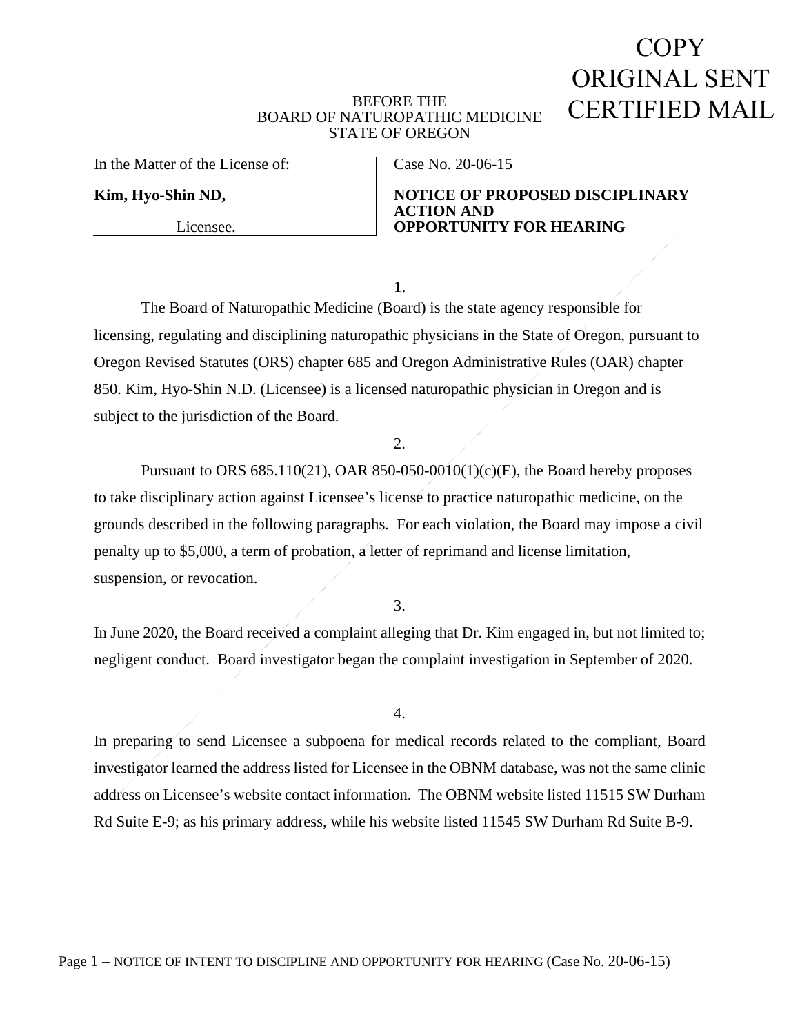COPY
ORIGINAL SENT
CERTIFIED MAIL

BEFORE THE
BOARD OF NATUROPATHIC MEDICINE
STATE OF OREGON

| In the Matter of the License of: | Case No. 20-06-15 |
|---|---|
| **Kim, Hyo-Shin ND,** | **NOTICE OF PROPOSED DISCIPLINARY ACTION AND** |
| Licensee. | **OPPORTUNITY FOR HEARING** |

1.

The Board of Naturopathic Medicine (Board) is the state agency responsible for licensing, regulating and disciplining naturopathic physicians in the State of Oregon, pursuant to Oregon Revised Statutes (ORS) chapter 685 and Oregon Administrative Rules (OAR) chapter 850. Kim, Hyo-Shin N.D. (Licensee) is a licensed naturopathic physician in Oregon and is subject to the jurisdiction of the Board.

2.

Pursuant to ORS 685.110(21), OAR 850-050-0010(1)(c)(E), the Board hereby proposes to take disciplinary action against Licensee's license to practice naturopathic medicine, on the grounds described in the following paragraphs. For each violation, the Board may impose a civil penalty up to $5,000, a term of probation, a letter of reprimand and license limitation, suspension, or revocation.

3.

In June 2020, the Board received a complaint alleging that Dr. Kim engaged in, but not limited to; negligent conduct. Board investigator began the complaint investigation in September of 2020.

4.

In preparing to send Licensee a subpoena for medical records related to the compliant, Board investigator learned the address listed for Licensee in the OBNM database, was not the same clinic address on Licensee's website contact information. The OBNM website listed 11515 SW Durham Rd Suite E-9; as his primary address, while his website listed 11545 SW Durham Rd Suite B-9.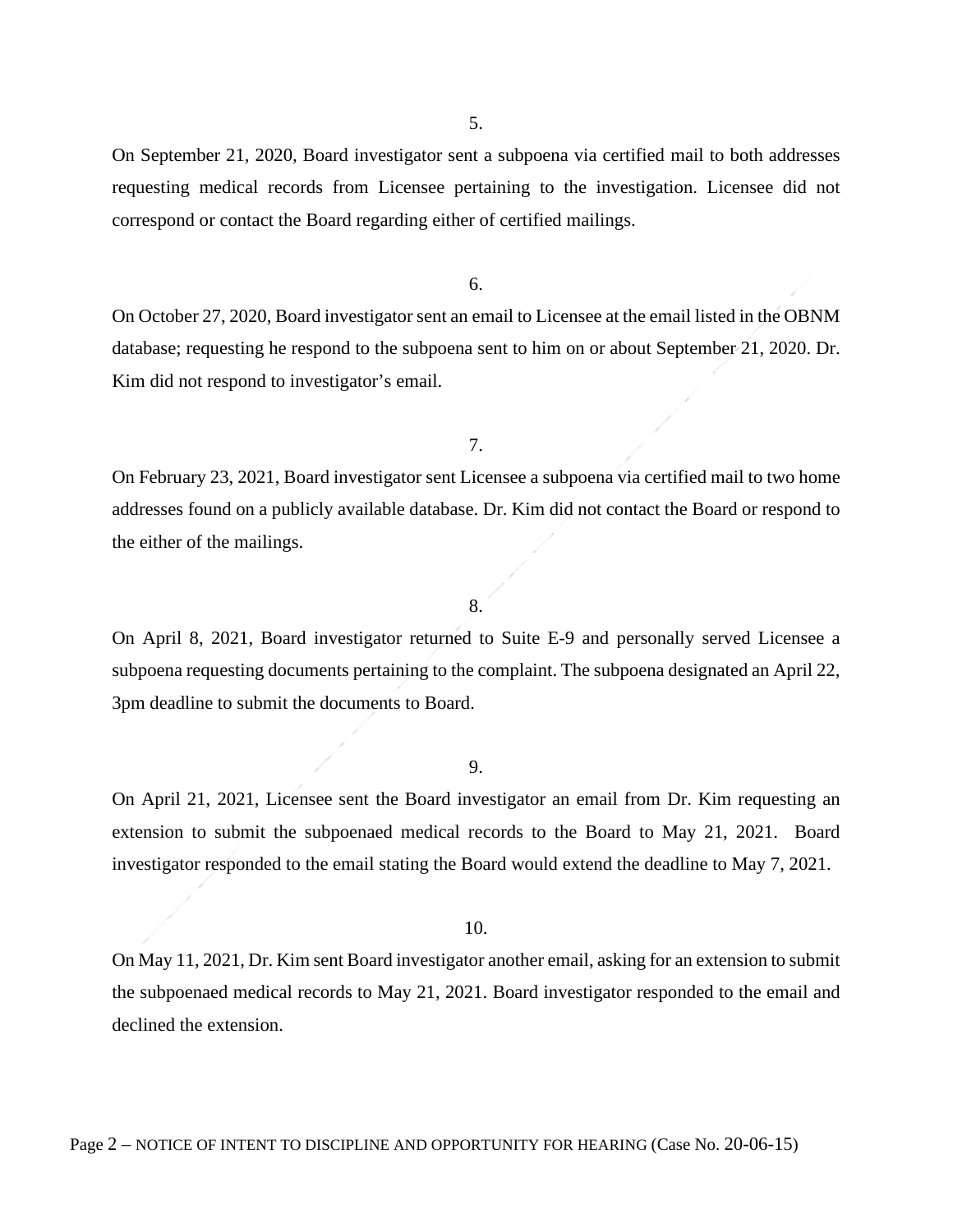5.

On September 21, 2020, Board investigator sent a subpoena via certified mail to both addresses requesting medical records from Licensee pertaining to the investigation. Licensee did not correspond or contact the Board regarding either of certified mailings.

6.

On October 27, 2020, Board investigator sent an email to Licensee at the email listed in the OBNM database; requesting he respond to the subpoena sent to him on or about September 21, 2020. Dr. Kim did not respond to investigator's email.

7.

On February 23, 2021, Board investigator sent Licensee a subpoena via certified mail to two home addresses found on a publicly available database. Dr. Kim did not contact the Board or respond to the either of the mailings.

8.

On April 8, 2021, Board investigator returned to Suite E-9 and personally served Licensee a subpoena requesting documents pertaining to the complaint. The subpoena designated an April 22, 3pm deadline to submit the documents to Board.

9.

On April 21, 2021, Licensee sent the Board investigator an email from Dr. Kim requesting an extension to submit the subpoenaed medical records to the Board to May 21, 2021. Board investigator responded to the email stating the Board would extend the deadline to May 7, 2021.

10.

On May 11, 2021, Dr. Kim sent Board investigator another email, asking for an extension to submit the subpoenaed medical records to May 21, 2021. Board investigator responded to the email and declined the extension.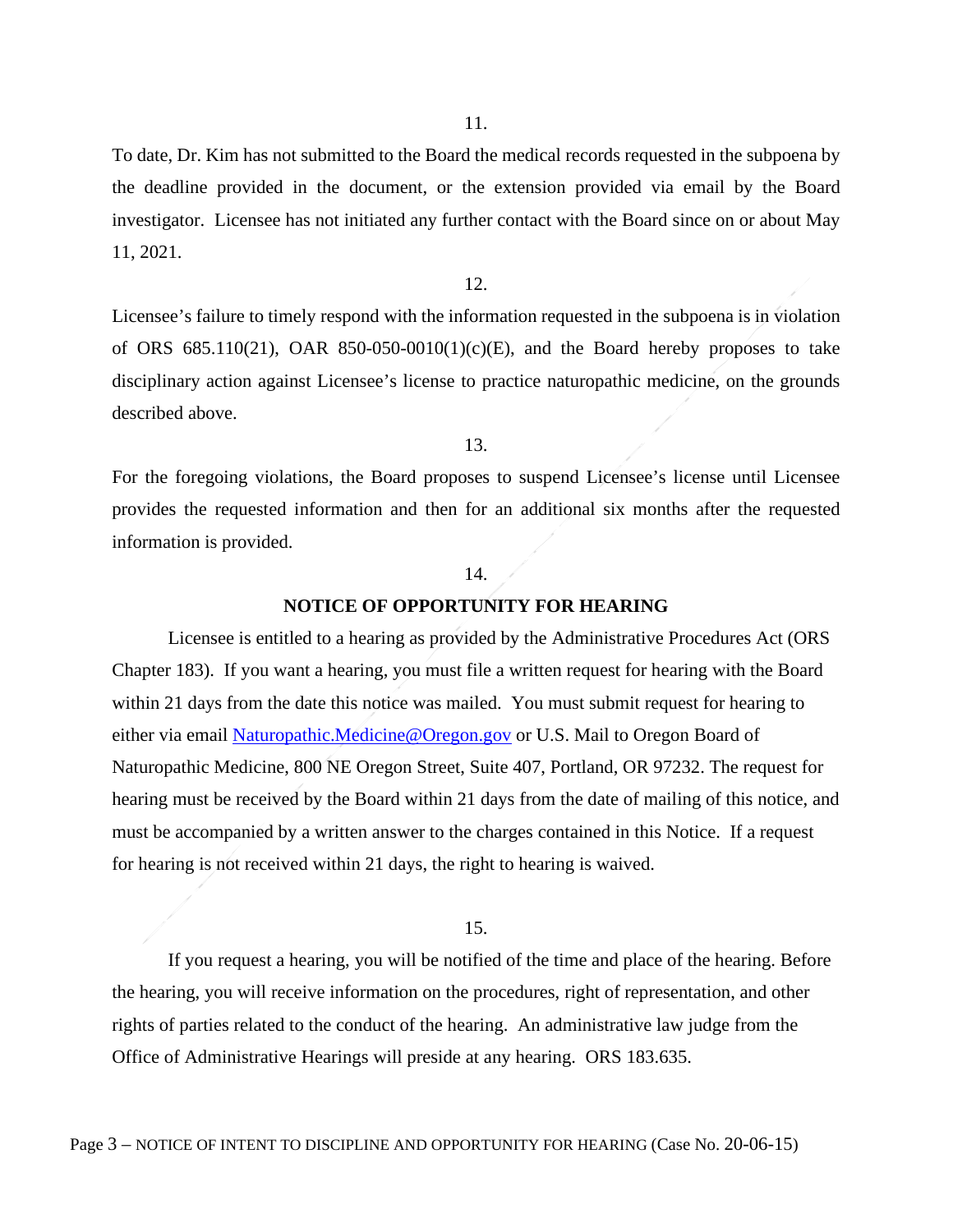11.

To date, Dr. Kim has not submitted to the Board the medical records requested in the subpoena by the deadline provided in the document, or the extension provided via email by the Board investigator. Licensee has not initiated any further contact with the Board since on or about May 11, 2021.

12.

Licensee's failure to timely respond with the information requested in the subpoena is in violation of ORS 685.110(21), OAR 850-050-0010(1)(c)(E), and the Board hereby proposes to take disciplinary action against Licensee's license to practice naturopathic medicine, on the grounds described above.

13.

For the foregoing violations, the Board proposes to suspend Licensee's license until Licensee provides the requested information and then for an additional six months after the requested information is provided.

14.

**NOTICE OF OPPORTUNITY FOR HEARING**

Licensee is entitled to a hearing as provided by the Administrative Procedures Act (ORS Chapter 183). If you want a hearing, you must file a written request for hearing with the Board within 21 days from the date this notice was mailed. You must submit request for hearing to either via email Naturopathic.Medicine@Oregon.gov or U.S. Mail to Oregon Board of Naturopathic Medicine, 800 NE Oregon Street, Suite 407, Portland, OR 97232. The request for hearing must be received by the Board within 21 days from the date of mailing of this notice, and must be accompanied by a written answer to the charges contained in this Notice. If a request for hearing is not received within 21 days, the right to hearing is waived.

15.

If you request a hearing, you will be notified of the time and place of the hearing. Before the hearing, you will receive information on the procedures, right of representation, and other rights of parties related to the conduct of the hearing. An administrative law judge from the Office of Administrative Hearings will preside at any hearing. ORS 183.635.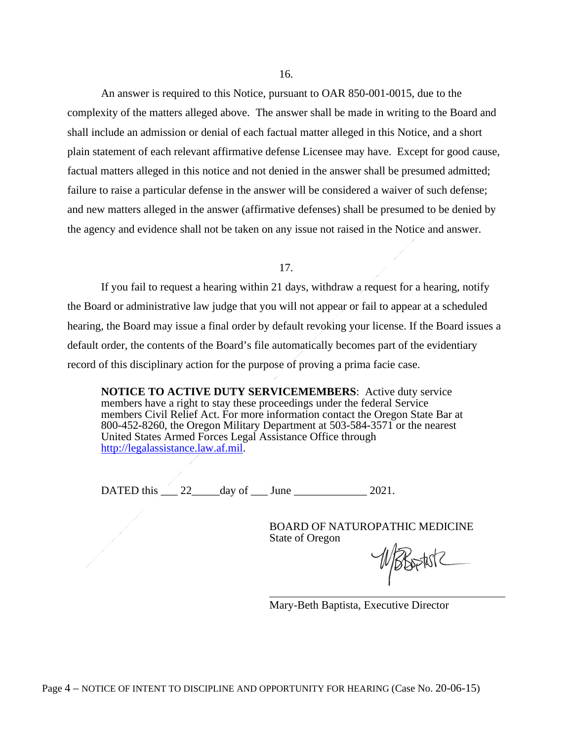16.

An answer is required to this Notice, pursuant to OAR 850-001-0015, due to the complexity of the matters alleged above. The answer shall be made in writing to the Board and shall include an admission or denial of each factual matter alleged in this Notice, and a short plain statement of each relevant affirmative defense Licensee may have. Except for good cause, factual matters alleged in this notice and not denied in the answer shall be presumed admitted; failure to raise a particular defense in the answer will be considered a waiver of such defense; and new matters alleged in the answer (affirmative defenses) shall be presumed to be denied by the agency and evidence shall not be taken on any issue not raised in the Notice and answer.

17.

If you fail to request a hearing within 21 days, withdraw a request for a hearing, notify the Board or administrative law judge that you will not appear or fail to appear at a scheduled hearing, the Board may issue a final order by default revoking your license. If the Board issues a default order, the contents of the Board's file automatically becomes part of the evidentiary record of this disciplinary action for the purpose of proving a prima facie case.

**NOTICE TO ACTIVE DUTY SERVICEMEMBERS**: Active duty service members have a right to stay these proceedings under the federal Service members Civil Relief Act. For more information contact the Oregon State Bar at 800-452-8260, the Oregon Military Department at 503-584-3571 or the nearest United States Armed Forces Legal Assistance Office through http://legalassistance.law.af.mil.

DATED this ___ 22_____day of ___ June _____________ 2021.

BOARD OF NATUROPATHIC MEDICINE
State of Oregon

Mary-Beth Baptista, Executive Director

NOTICE OF INTENT TO DISCIPLINE AND OPPORTUNITY FOR HEARING (Case No. 20-06-15)